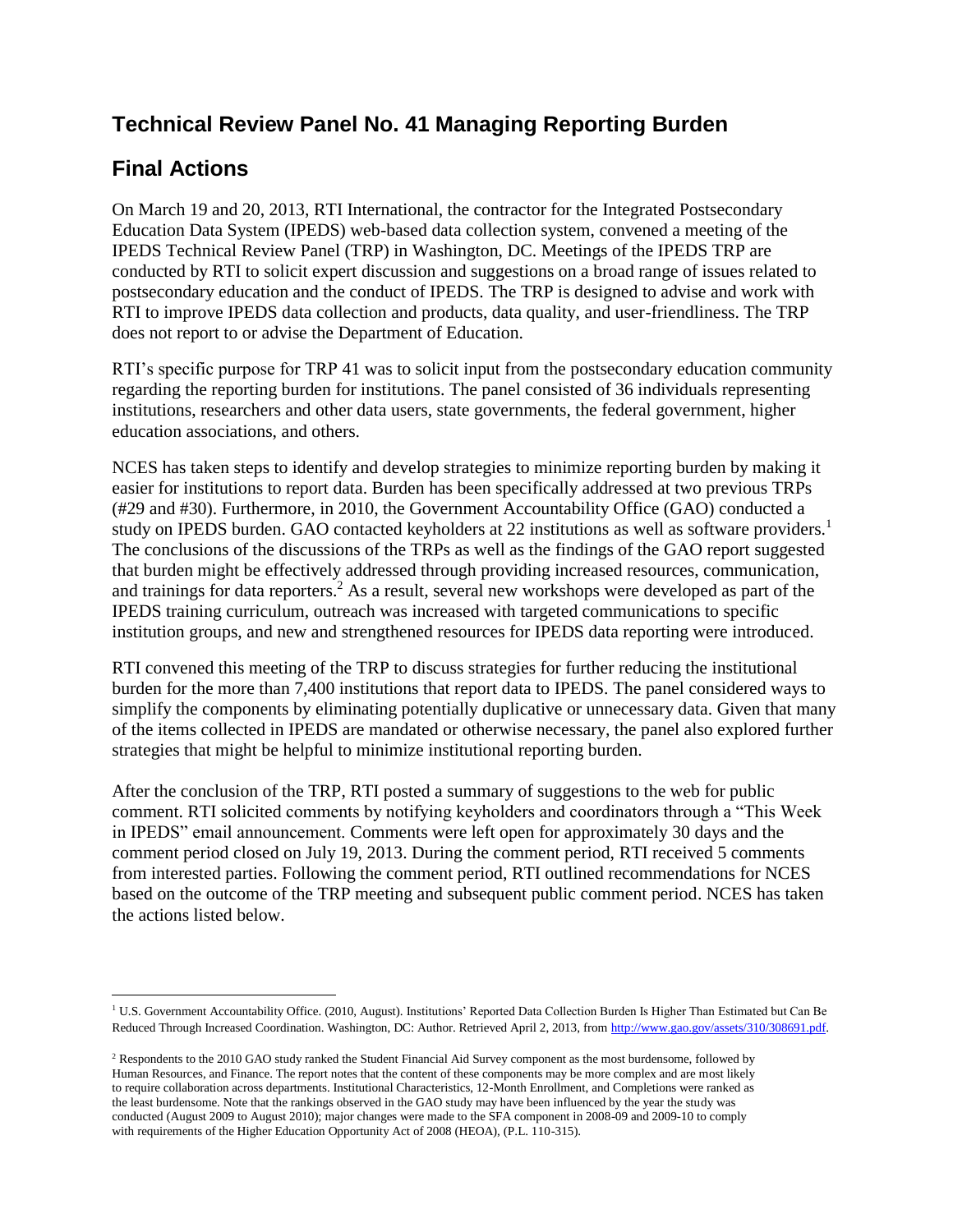## Technical Review Panel No. 41 Managing Reporting Burden

## Final Actions

On March 19 and 20, 2013, RTI International, the contractor for the Integrated Postsecondary Education Data System (IPEDS) web-based data collection system, convened a meeting of the IPEDS Technical Review Panel (TRP) in Washington, DC. Meetings of the IPEDS TRP are conducted by RTI to solicit expert discussion and suggestions on a broad range of issues related to postsecondary education and the conduct of IPEDS. The TRP is designed to advise and work with RTI to improve IPEDS data collection and products, data quality, and user-friendliness. The TRP does not report to or advise the Department of Education.

RTI's specific purpose for TRP 41 was to solicit input from the postsecondary education community regarding the reporting burden for institutions. The panel consisted of 36 individuals representing institutions, researchers and other data users, state governments, the federal government, higher education associations, and others.

NCES has taken steps to identify and develop strategies to minimize reporting burden by making it easier for institutions to report data. Burden has been specifically addressed at two previous TRPs (#29 and #30). Furthermore, in 2010, the Government Accountability Office (GAO) conducted a study on IPEDS burden. GAO contacted keyholders at 22 institutions as well as software providers.[1] The conclusions of the discussions of the TRPs as well as the findings of the GAO report suggested that burden might be effectively addressed through providing increased resources, communication, and trainings for data reporters.[2] As a result, several new workshops were developed as part of the IPEDS training curriculum, outreach was increased with targeted communications to specific institution groups, and new and strengthened resources for IPEDS data reporting were introduced.

RTI convened this meeting of the TRP to discuss strategies for further reducing the institutional burden for the more than 7,400 institutions that report data to IPEDS. The panel considered ways to simplify the components by eliminating potentially duplicative or unnecessary data. Given that many of the items collected in IPEDS are mandated or otherwise necessary, the panel also explored further strategies that might be helpful to minimize institutional reporting burden.

After the conclusion of the TRP, RTI posted a summary of suggestions to the web for public comment. RTI solicited comments by notifying keyholders and coordinators through a "This Week in IPEDS" email announcement. Comments were left open for approximately 30 days and the comment period closed on July 19, 2013. During the comment period, RTI received 5 comments from interested parties. Following the comment period, RTI outlined recommendations for NCES based on the outcome of the TRP meeting and subsequent public comment period. NCES has taken the actions listed below.

---

[1] U.S. Government Accountability Office. (2010, August). Institutions' Reported Data Collection Burden Is Higher Than Estimated but Can Be Reduced Through Increased Coordination. Washington, DC: Author. Retrieved April 2, 2013, from http://www.gao.gov/assets/310/308691.pdf.

[2] Respondents to the 2010 GAO study ranked the Student Financial Aid Survey component as the most burdensome, followed by Human Resources, and Finance. The report notes that the content of these components may be more complex and are most likely to require collaboration across departments. Institutional Characteristics, 12-Month Enrollment, and Completions were ranked as the least burdensome. Note that the rankings observed in the GAO study may have been influenced by the year the study was conducted (August 2009 to August 2010); major changes were made to the SFA component in 2008-09 and 2009-10 to comply with requirements of the Higher Education Opportunity Act of 2008 (HEOA), (P.L. 110-315).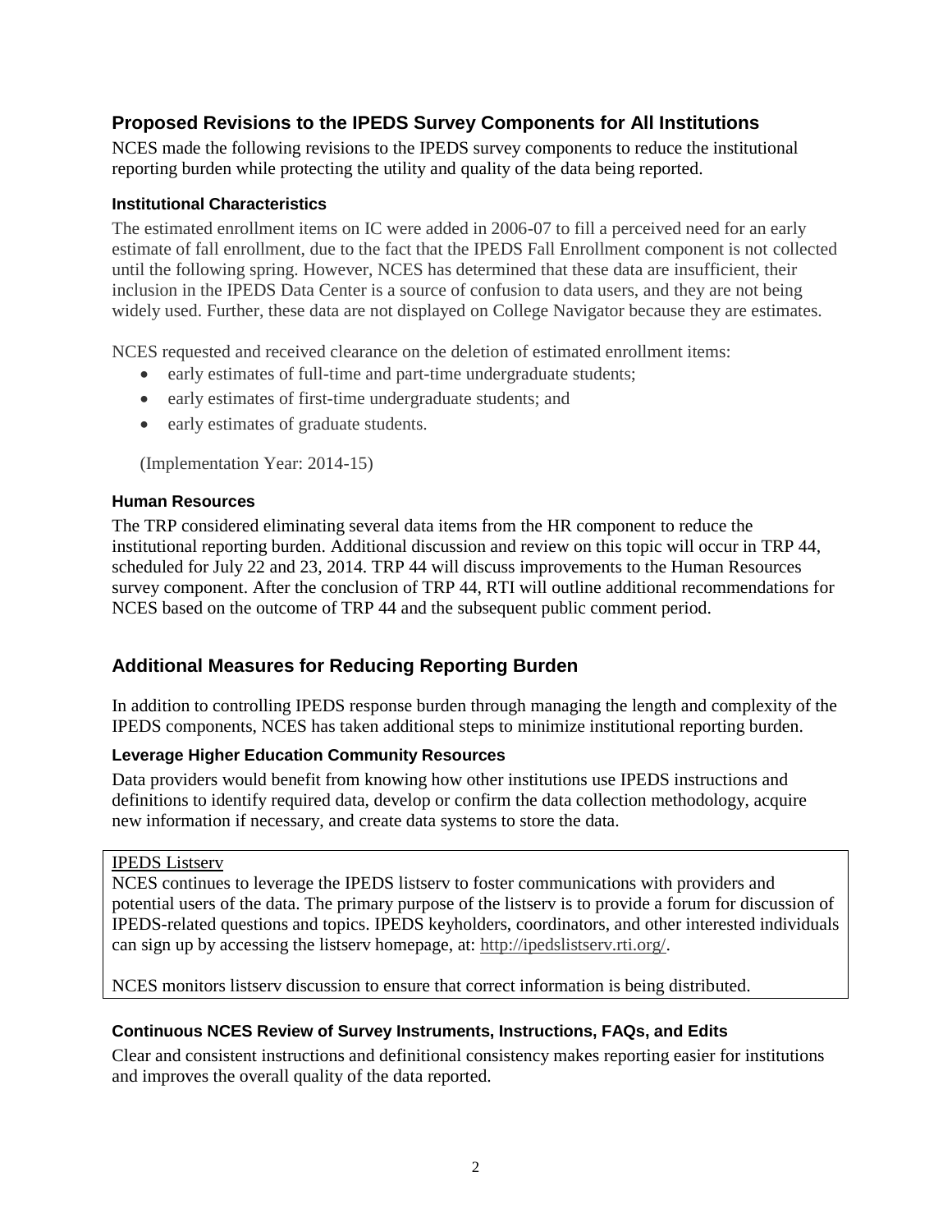## Proposed Revisions to the IPEDS Survey Components for All Institutions

NCES made the following revisions to the IPEDS survey components to reduce the institutional reporting burden while protecting the utility and quality of the data being reported.

### Institutional Characteristics

The estimated enrollment items on IC were added in 2006-07 to fill a perceived need for an early estimate of fall enrollment, due to the fact that the IPEDS Fall Enrollment component is not collected until the following spring. However, NCES has determined that these data are insufficient, their inclusion in the IPEDS Data Center is a source of confusion to data users, and they are not being widely used. Further, these data are not displayed on College Navigator because they are estimates.

NCES requested and received clearance on the deletion of estimated enrollment items:

- early estimates of full-time and part-time undergraduate students;
- early estimates of first-time undergraduate students; and
- early estimates of graduate students.

(Implementation Year: 2014-15)

### Human Resources

The TRP considered eliminating several data items from the HR component to reduce the institutional reporting burden. Additional discussion and review on this topic will occur in TRP 44, scheduled for July 22 and 23, 2014. TRP 44 will discuss improvements to the Human Resources survey component. After the conclusion of TRP 44, RTI will outline additional recommendations for NCES based on the outcome of TRP 44 and the subsequent public comment period.

## Additional Measures for Reducing Reporting Burden

In addition to controlling IPEDS response burden through managing the length and complexity of the IPEDS components, NCES has taken additional steps to minimize institutional reporting burden.

### Leverage Higher Education Community Resources

Data providers would benefit from knowing how other institutions use IPEDS instructions and definitions to identify required data, develop or confirm the data collection methodology, acquire new information if necessary, and create data systems to store the data.

IPEDS Listserv

NCES continues to leverage the IPEDS listserv to foster communications with providers and potential users of the data. The primary purpose of the listserv is to provide a forum for discussion of IPEDS-related questions and topics. IPEDS keyholders, coordinators, and other interested individuals can sign up by accessing the listserv homepage, at: http://ipedslistserv.rti.org/.

NCES monitors listserv discussion to ensure that correct information is being distributed.

### Continuous NCES Review of Survey Instruments, Instructions, FAQs, and Edits

Clear and consistent instructions and definitional consistency makes reporting easier for institutions and improves the overall quality of the data reported.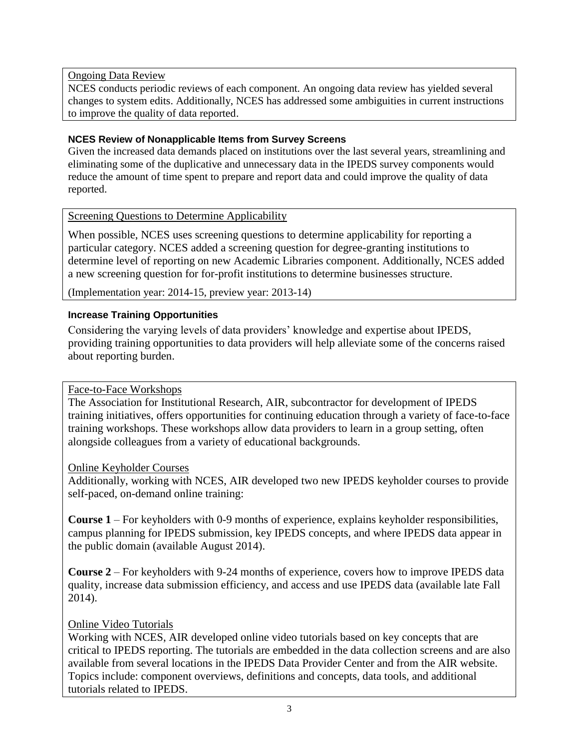Ongoing Data Review

NCES conducts periodic reviews of each component. An ongoing data review has yielded several changes to system edits. Additionally, NCES has addressed some ambiguities in current instructions to improve the quality of data reported.

#### NCES Review of Nonapplicable Items from Survey Screens

Given the increased data demands placed on institutions over the last several years, streamlining and eliminating some of the duplicative and unnecessary data in the IPEDS survey components would reduce the amount of time spent to prepare and report data and could improve the quality of data reported.

Screening Questions to Determine Applicability

When possible, NCES uses screening questions to determine applicability for reporting a particular category. NCES added a screening question for degree-granting institutions to determine level of reporting on new Academic Libraries component. Additionally, NCES added a new screening question for for-profit institutions to determine businesses structure.

(Implementation year: 2014-15, preview year: 2013-14)

#### Increase Training Opportunities

Considering the varying levels of data providers' knowledge and expertise about IPEDS, providing training opportunities to data providers will help alleviate some of the concerns raised about reporting burden.

Face-to-Face Workshops

The Association for Institutional Research, AIR, subcontractor for development of IPEDS training initiatives, offers opportunities for continuing education through a variety of face-to-face training workshops. These workshops allow data providers to learn in a group setting, often alongside colleagues from a variety of educational backgrounds.

Online Keyholder Courses

Additionally, working with NCES, AIR developed two new IPEDS keyholder courses to provide self-paced, on-demand online training:

**Course 1** – For keyholders with 0-9 months of experience, explains keyholder responsibilities, campus planning for IPEDS submission, key IPEDS concepts, and where IPEDS data appear in the public domain (available August 2014).

**Course 2** – For keyholders with 9-24 months of experience, covers how to improve IPEDS data quality, increase data submission efficiency, and access and use IPEDS data (available late Fall 2014).

Online Video Tutorials

Working with NCES, AIR developed online video tutorials based on key concepts that are critical to IPEDS reporting. The tutorials are embedded in the data collection screens and are also available from several locations in the IPEDS Data Provider Center and from the AIR website. Topics include: component overviews, definitions and concepts, data tools, and additional tutorials related to IPEDS.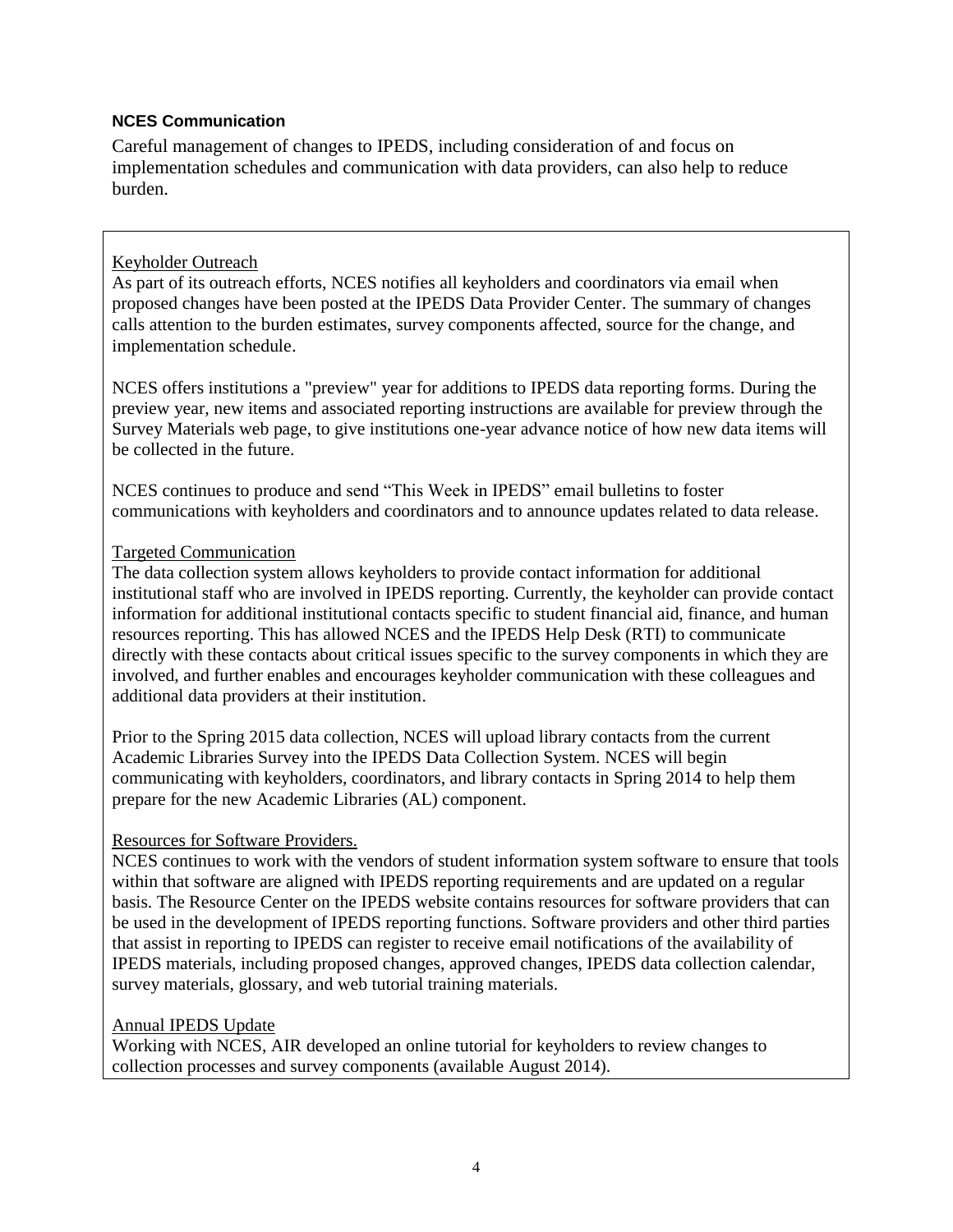**NCES Communication**

Careful management of changes to IPEDS, including consideration of and focus on implementation schedules and communication with data providers, can also help to reduce burden.

Keyholder Outreach

As part of its outreach efforts, NCES notifies all keyholders and coordinators via email when proposed changes have been posted at the IPEDS Data Provider Center. The summary of changes calls attention to the burden estimates, survey components affected, source for the change, and implementation schedule.

NCES offers institutions a "preview" year for additions to IPEDS data reporting forms. During the preview year, new items and associated reporting instructions are available for preview through the Survey Materials web page, to give institutions one-year advance notice of how new data items will be collected in the future.

NCES continues to produce and send "This Week in IPEDS" email bulletins to foster communications with keyholders and coordinators and to announce updates related to data release.

Targeted Communication

The data collection system allows keyholders to provide contact information for additional institutional staff who are involved in IPEDS reporting. Currently, the keyholder can provide contact information for additional institutional contacts specific to student financial aid, finance, and human resources reporting. This has allowed NCES and the IPEDS Help Desk (RTI) to communicate directly with these contacts about critical issues specific to the survey components in which they are involved, and further enables and encourages keyholder communication with these colleagues and additional data providers at their institution.

Prior to the Spring 2015 data collection, NCES will upload library contacts from the current Academic Libraries Survey into the IPEDS Data Collection System. NCES will begin communicating with keyholders, coordinators, and library contacts in Spring 2014 to help them prepare for the new Academic Libraries (AL) component.

Resources for Software Providers.

NCES continues to work with the vendors of student information system software to ensure that tools within that software are aligned with IPEDS reporting requirements and are updated on a regular basis. The Resource Center on the IPEDS website contains resources for software providers that can be used in the development of IPEDS reporting functions. Software providers and other third parties that assist in reporting to IPEDS can register to receive email notifications of the availability of IPEDS materials, including proposed changes, approved changes, IPEDS data collection calendar, survey materials, glossary, and web tutorial training materials.

Annual IPEDS Update

Working with NCES, AIR developed an online tutorial for keyholders to review changes to collection processes and survey components (available August 2014).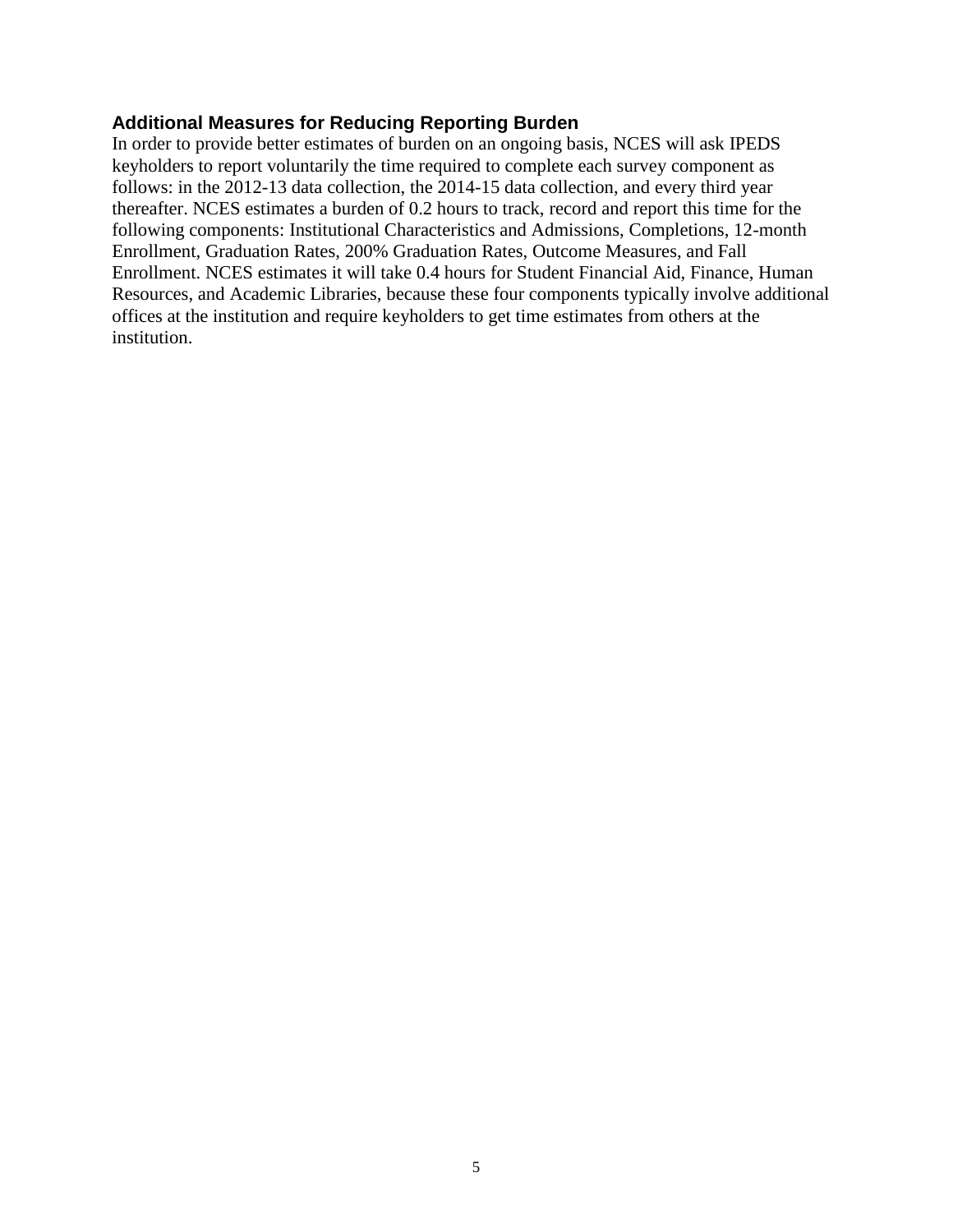### Additional Measures for Reducing Reporting Burden

In order to provide better estimates of burden on an ongoing basis, NCES will ask IPEDS keyholders to report voluntarily the time required to complete each survey component as follows: in the 2012-13 data collection, the 2014-15 data collection, and every third year thereafter. NCES estimates a burden of 0.2 hours to track, record and report this time for the following components: Institutional Characteristics and Admissions, Completions, 12-month Enrollment, Graduation Rates, 200% Graduation Rates, Outcome Measures, and Fall Enrollment. NCES estimates it will take 0.4 hours for Student Financial Aid, Finance, Human Resources, and Academic Libraries, because these four components typically involve additional offices at the institution and require keyholders to get time estimates from others at the institution.